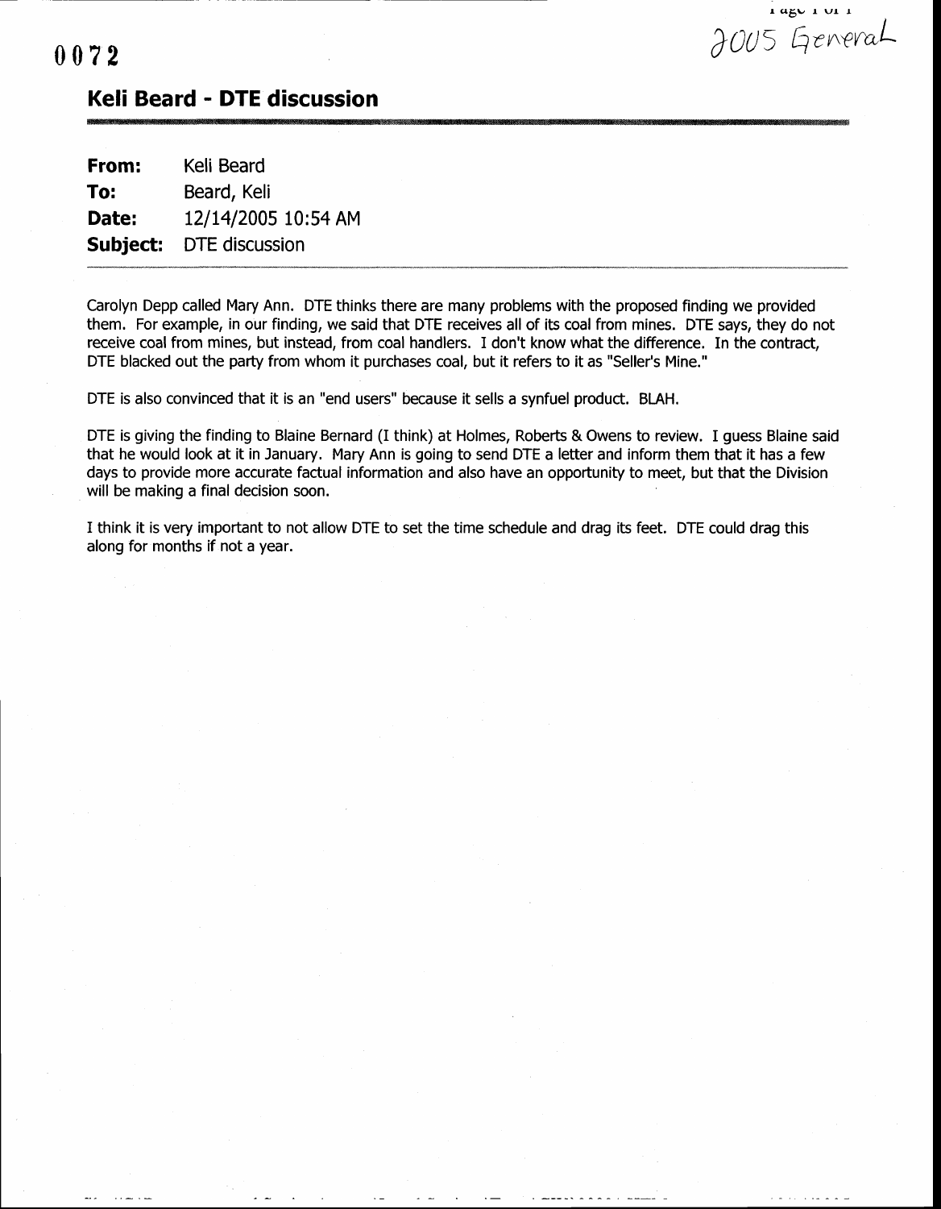0072

2005 General

## Keli Beard - DTE discussion

| | |
|---|---|
| **From:** | Keli Beard |
| **To:** | Beard, Keli |
| **Date:** | 12/14/2005 10:54 AM |
| **Subject:** | DTE discussion |

Carolyn Depp called Mary Ann. DTE thinks there are many problems with the proposed finding we provided them. For example, in our finding, we said that DTE receives all of its coal from mines. DTE says, they do not receive coal from mines, but instead, from coal handlers. I don't know what the difference. In the contract, DTE blacked out the party from whom it purchases coal, but it refers to it as "Seller's Mine."

DTE is also convinced that it is an "end users" because it sells a synfuel product. BLAH.

DTE is giving the finding to Blaine Bernard (I think) at Holmes, Roberts & Owens to review. I guess Blaine said that he would look at it in January. Mary Ann is going to send DTE a letter and inform them that it has a few days to provide more accurate factual information and also have an opportunity to meet, but that the Division will be making a final decision soon.

I think it is very important to not allow DTE to set the time schedule and drag its feet. DTE could drag this along for months if not a year.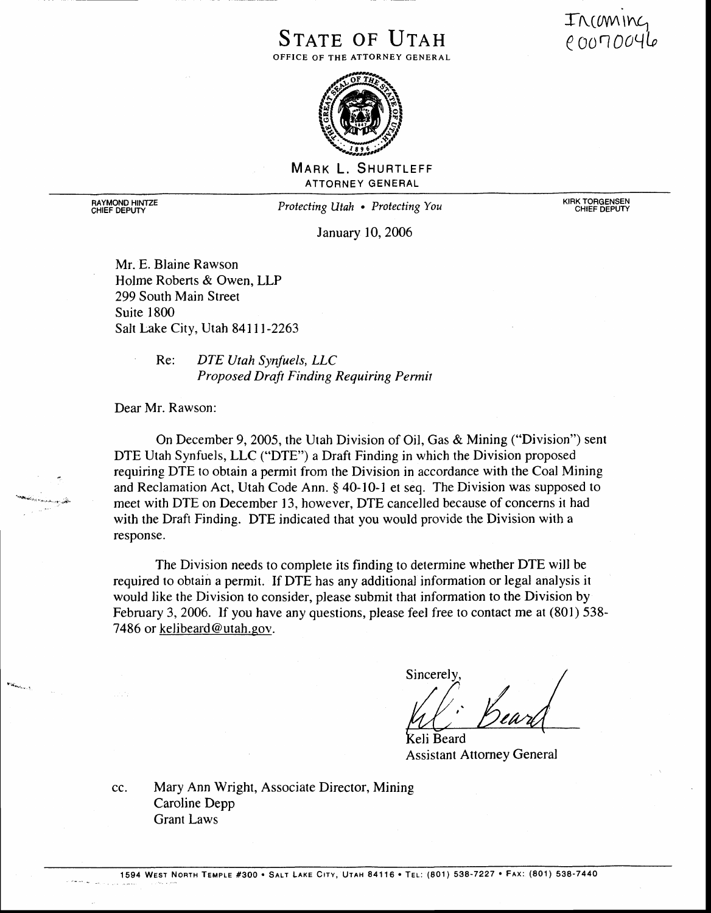Incoming
C0070046

# STATE OF UTAH

OFFICE OF THE ATTORNEY GENERAL

MARK L. SHURTLEFF
ATTORNEY GENERAL

RAYMOND HINTZE
CHIEF DEPUTY

*Protecting Utah • Protecting You*

KIRK TORGENSEN
CHIEF DEPUTY

January 10, 2006

Mr. E. Blaine Rawson
Holme Roberts & Owen, LLP
299 South Main Street
Suite 1800
Salt Lake City, Utah 84111-2263

Re: *DTE Utah Synfuels, LLC*
*Proposed Draft Finding Requiring Permit*

Dear Mr. Rawson:

On December 9, 2005, the Utah Division of Oil, Gas & Mining ("Division") sent DTE Utah Synfuels, LLC ("DTE") a Draft Finding in which the Division proposed requiring DTE to obtain a permit from the Division in accordance with the Coal Mining and Reclamation Act, Utah Code Ann. § 40-10-1 et seq. The Division was supposed to meet with DTE on December 13, however, DTE cancelled because of concerns it had with the Draft Finding. DTE indicated that you would provide the Division with a response.

The Division needs to complete its finding to determine whether DTE will be required to obtain a permit. If DTE has any additional information or legal analysis it would like the Division to consider, please submit that information to the Division by February 3, 2006. If you have any questions, please feel free to contact me at (801) 538-7486 or kelibeard@utah.gov.

Sincerely,

Keli Beard
Assistant Attorney General

cc. Mary Ann Wright, Associate Director, Mining
Caroline Depp
Grant Laws

1594 WEST NORTH TEMPLE #300 • SALT LAKE CITY, UTAH 84116 • TEL: (801) 538-7227 • FAX: (801) 538-7440